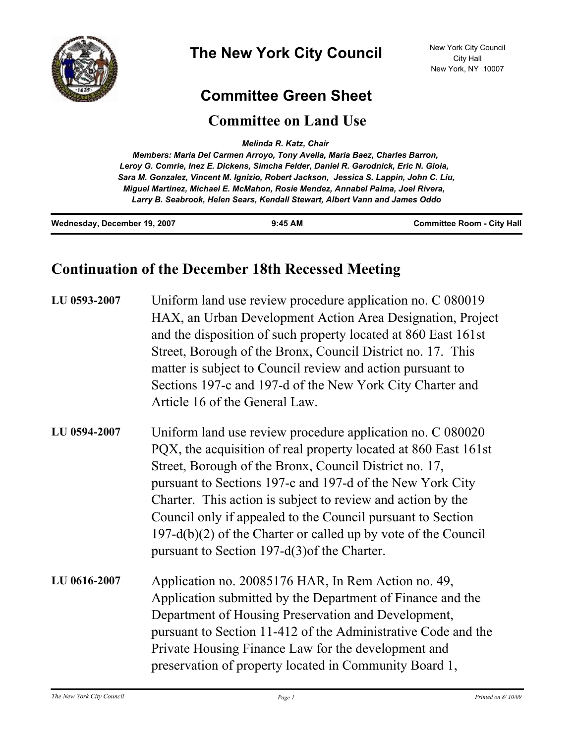# The New York City Council

New York City Council
City Hall
New York, NY 10007

## Committee Green Sheet

## Committee on Land Use

***Melinda R. Katz, Chair***

***Members: Maria Del Carmen Arroyo, Tony Avella, Maria Baez, Charles Barron, Leroy G. Comrie, Inez E. Dickens, Simcha Felder, Daniel R. Garodnick, Eric N. Gioia, Sara M. Gonzalez, Vincent M. Ignizio, Robert Jackson, Jessica S. Lappin, John C. Liu, Miguel Martinez, Michael E. McMahon, Rosie Mendez, Annabel Palma, Joel Rivera, Larry B. Seabrook, Helen Sears, Kendall Stewart, Albert Vann and James Oddo***

**Wednesday, December 19, 2007** | **9:45 AM** | **Committee Room - City Hall**

## Continuation of the December 18th Recessed Meeting

**LU 0593-2007** Uniform land use review procedure application no. C 080019 HAX, an Urban Development Action Area Designation, Project and the disposition of such property located at 860 East 161st Street, Borough of the Bronx, Council District no. 17. This matter is subject to Council review and action pursuant to Sections 197-c and 197-d of the New York City Charter and Article 16 of the General Law.

**LU 0594-2007** Uniform land use review procedure application no. C 080020 PQX, the acquisition of real property located at 860 East 161st Street, Borough of the Bronx, Council District no. 17, pursuant to Sections 197-c and 197-d of the New York City Charter. This action is subject to review and action by the Council only if appealed to the Council pursuant to Section 197-d(b)(2) of the Charter or called up by vote of the Council pursuant to Section 197-d(3)of the Charter.

**LU 0616-2007** Application no. 20085176 HAR, In Rem Action no. 49, Application submitted by the Department of Finance and the Department of Housing Preservation and Development, pursuant to Section 11-412 of the Administrative Code and the Private Housing Finance Law for the development and preservation of property located in Community Board 1,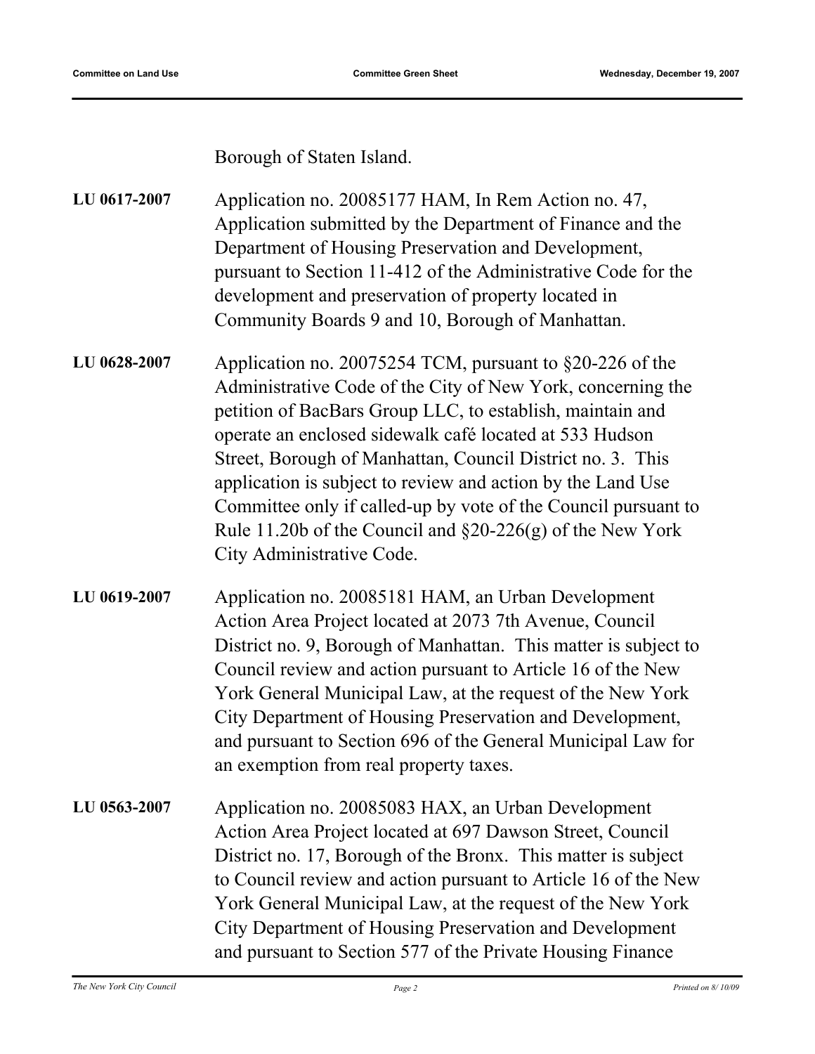Borough of Staten Island.

**LU 0617-2007** Application no. 20085177 HAM, In Rem Action no. 47, Application submitted by the Department of Finance and the Department of Housing Preservation and Development, pursuant to Section 11-412 of the Administrative Code for the development and preservation of property located in Community Boards 9 and 10, Borough of Manhattan.

**LU 0628-2007** Application no. 20075254 TCM, pursuant to §20-226 of the Administrative Code of the City of New York, concerning the petition of BacBars Group LLC, to establish, maintain and operate an enclosed sidewalk café located at 533 Hudson Street, Borough of Manhattan, Council District no. 3. This application is subject to review and action by the Land Use Committee only if called-up by vote of the Council pursuant to Rule 11.20b of the Council and §20-226(g) of the New York City Administrative Code.

**LU 0619-2007** Application no. 20085181 HAM, an Urban Development Action Area Project located at 2073 7th Avenue, Council District no. 9, Borough of Manhattan. This matter is subject to Council review and action pursuant to Article 16 of the New York General Municipal Law, at the request of the New York City Department of Housing Preservation and Development, and pursuant to Section 696 of the General Municipal Law for an exemption from real property taxes.

**LU 0563-2007** Application no. 20085083 HAX, an Urban Development Action Area Project located at 697 Dawson Street, Council District no. 17, Borough of the Bronx. This matter is subject to Council review and action pursuant to Article 16 of the New York General Municipal Law, at the request of the New York City Department of Housing Preservation and Development and pursuant to Section 577 of the Private Housing Finance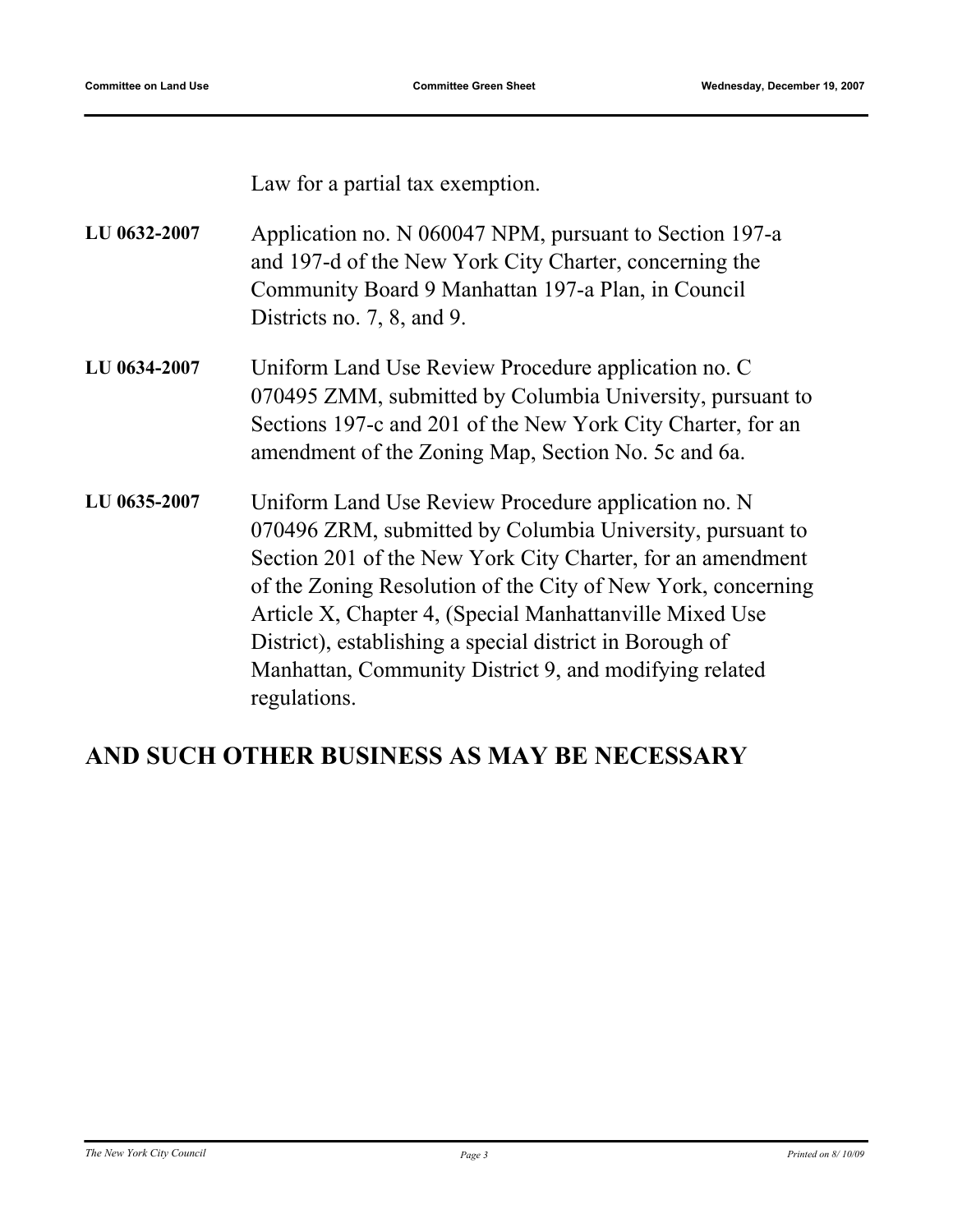Law for a partial tax exemption.

**LU 0632-2007** Application no. N 060047 NPM, pursuant to Section 197-a and 197-d of the New York City Charter, concerning the Community Board 9 Manhattan 197-a Plan, in Council Districts no. 7, 8, and 9.

**LU 0634-2007** Uniform Land Use Review Procedure application no. C 070495 ZMM, submitted by Columbia University, pursuant to Sections 197-c and 201 of the New York City Charter, for an amendment of the Zoning Map, Section No. 5c and 6a.

**LU 0635-2007** Uniform Land Use Review Procedure application no. N 070496 ZRM, submitted by Columbia University, pursuant to Section 201 of the New York City Charter, for an amendment of the Zoning Resolution of the City of New York, concerning Article X, Chapter 4, (Special Manhattanville Mixed Use District), establishing a special district in Borough of Manhattan, Community District 9, and modifying related regulations.

## AND SUCH OTHER BUSINESS AS MAY BE NECESSARY